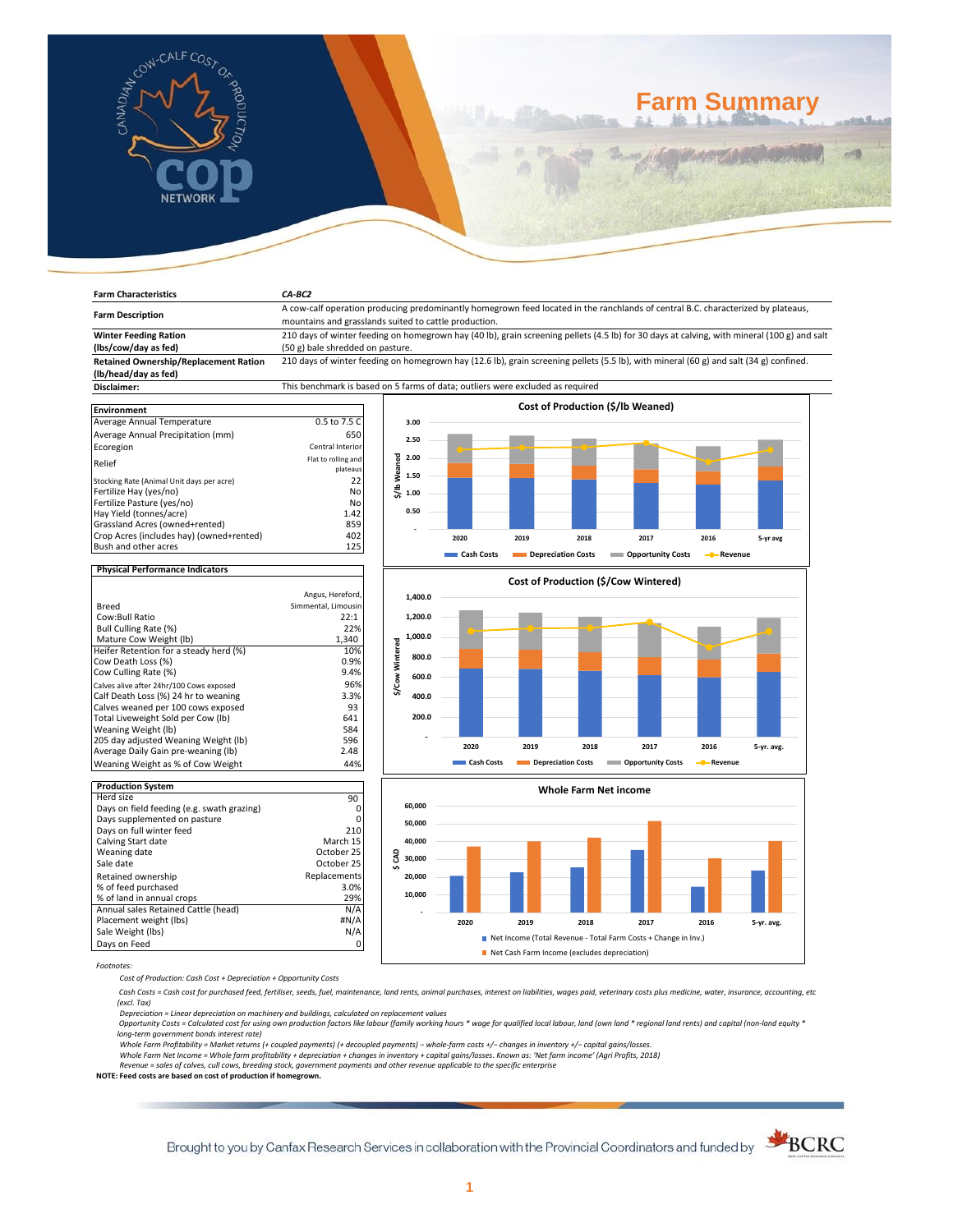# Farm Summary

| Farm Characteristics | CA-BC2 |
|---|---|
| Farm Description | A cow-calf operation producing predominantly homegrown feed located in the ranchlands of central B.C. characterized by plateaus, mountains and grasslands suited to cattle production. |
| Winter Feeding Ration (lbs/cow/day as fed) | 210 days of winter feeding on homegrown hay (40 lb), grain screening pellets (4.5 lb) for 30 days at calving, with mineral (100 g) and salt (50 g) bale shredded on pasture. |
| Retained Ownership/Replacement Ration (lb/head/day as fed) | 210 days of winter feeding on homegrown hay (12.6 lb), grain screenings pellets (5.5 lb), with mineral (60 g) and salt (34 g) confined. |
| Disclaimer: | This benchmark is based on 5 farms of data; outliers were excluded as required |

| Environment | |
|---|---|
| Average Annual Temperature | 0.5 to 7.5 C |
| Average Annual Precipitation (mm) | 650 |
| Ecoregion | Central Interior |
| Relief | Flat to rolling and plateaus |
| Stocking Rate (Animal Unit days per acre) | 22 |
| Fertilize Hay (yes/no) | No |
| Fertilize Pasture (yes/no) | No |
| Hay Yield (tonnes/acre) | 1.42 |
| Grassland Acres (owned+rented) | 859 |
| Crop Acres (includes hay) (owned+rented) | 402 |
| Bush and other acres | 125 |

| Physical Performance Indicators | |
|---|---|
| Breed | Angus, Hereford, Simmental, Limousin |
| Cow:Bull Ratio | 22:1 |
| Bull Culling Rate (%) | 22% |
| Mature Cow Weight (lb) | 1,340 |
| Heifer Retention for a steady herd (%) | 10% |
| Cow Death Loss (%) | 0.9% |
| Cow Culling Rate (%) | 9.4% |
| Calves alive after 24hr/100 Cows exposed | 96% |
| Calf Death Loss (%) 24 hr to weaning | 3.3% |
| Calves weaned per 100 cows exposed | 93 |
| Total Liveweight Sold per Cow (lb) | 641 |
| Weaning Weight (lb) | 584 |
| 205 day adjusted Weaning Weight (lb) | 596 |
| Average Daily Gain pre-weaning (lb) | 2.48 |
| Weaning Weight as % of Cow Weight | 44% |

| Production System | |
|---|---|
| Herd size | 90 |
| Days on field feeding (e.g. swath grazing) | 0 |
| Days supplemented on pasture | 0 |
| Days on full winter feed | 210 |
| Calving Start date | March 15 |
| Weaning date | October 25 |
| Sale date | October 25 |
| Retained ownership | Replacements |
| % of feed purchased | 3.0% |
| % of land in annual crops | 29% |
| Annual sales Retained Cattle (head) | N/A |
| Placement weight (lbs) | #N/A |
| Sale Weight (lbs) | N/A |
| Days on Feed | 0 |

**Cost of Production ($/lb Weaned)** — Chart series: Cash Costs, Depreciation Costs, Opportunity Costs, Revenue; years 2020, 2019, 2018, 2017, 2016, 5-yr avg

**Cost of Production ($/Cow Wintered)** — Chart series: Cash Costs, Depreciation Costs, Opportunity Costs, Revenue; years 2020, 2019, 2018, 2017, 2016, 5-yr. avg.

**Whole Farm Net income** — Chart series: Net Income (Total Revenue - Total Farm Costs + Change in Inv.), Net Cash Farm Income (excludes depreciation); years 2020, 2019, 2018, 2017, 2016, 5-yr. avg.

*Footnotes:*

*Cost of Production: Cash Cost + Depreciation + Opportunity Costs*

*Cash Costs = Cash cost for purchased feed, fertiliser, seeds, fuel, maintenance, land rents, animal purchases, interest on liabilities, wages paid, veterinary costs plus medicine, water, insurance, accounting, etc (excl. Tax)*

*Depreciation = Linear depreciation on machinery and buildings, calculated on replacement values*

*Opportunity Costs = Calculated cost for using own production factors like labour (family working hours * wage for qualified local labour, land (own land * regional land rents) and capital (non-land equity * long-term government bonds interest rate)*

*Whole Farm Profitability = Market returns (+ coupled payments) (+ decoupled payments) – whole-farm costs +/– changes in inventory +/– capital gains/losses.*

*Whole Farm Net Income = Whole farm profitability + depreciation + changes in inventory + capital gains/losses. Known as: 'Net farm income' (Agri Profits, 2018)*

*Revenue = sales of calves, cull cows, breeding stock, government payments and other revenue applicable to the specific enterprise*

**NOTE: Feed costs are based on cost of production if homegrown.**

Brought to you by Canfax Research Services in collaboration with the Provincial Coordinators and funded by BCRC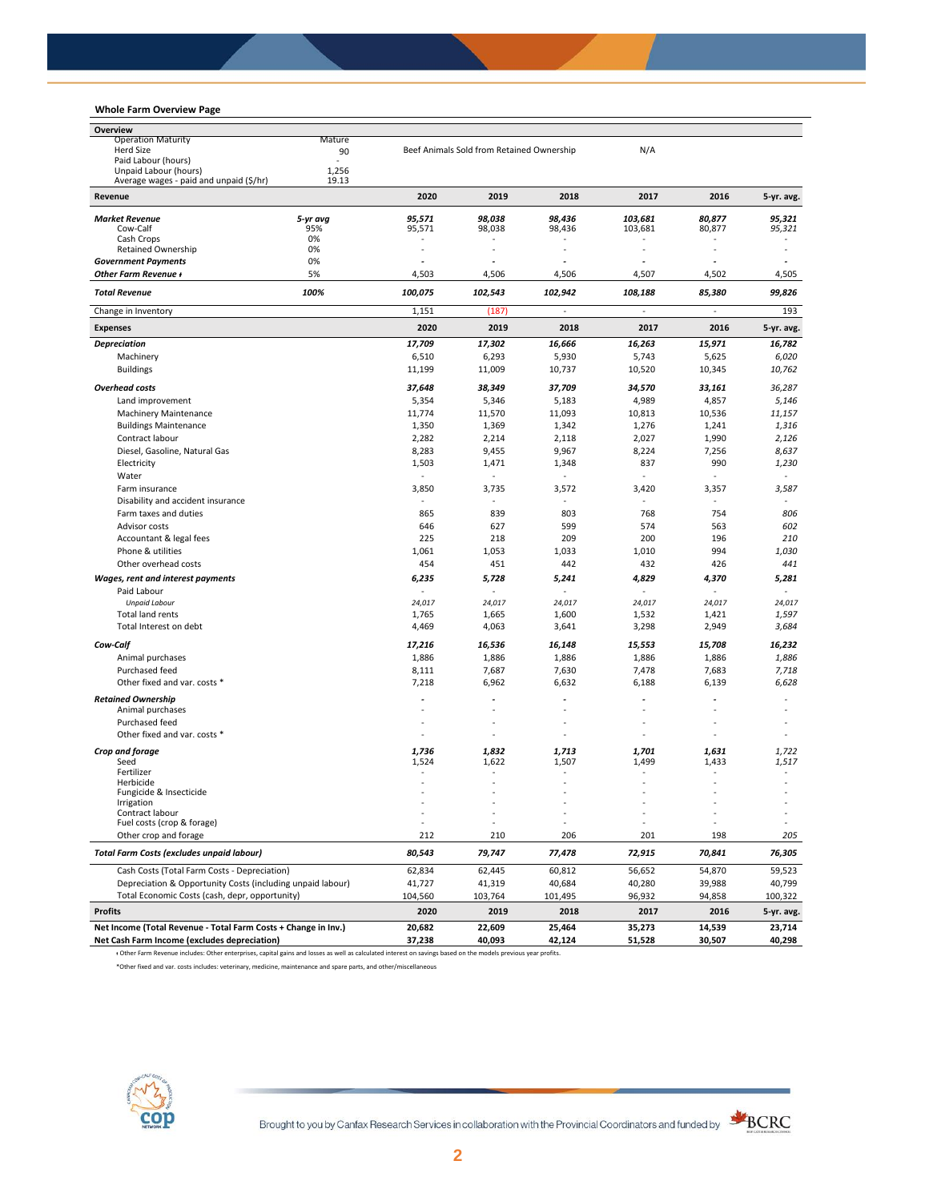## Whole Farm Overview Page

| Overview | | | |
|---|---|---|---|
| Operation Maturity | Mature | | |
| Herd Size | 90 | Beef Animals Sold from Retained Ownership | N/A |
| Paid Labour (hours) | - | | |
| Unpaid Labour (hours) | 1,256 | | |
| Average wages - paid and unpaid ($/hr) | 19.13 | | |

| Revenue | | 2020 | 2019 | 2018 | 2017 | 2016 | 5-yr. avg. |
|---|---|---|---|---|---|---|---|
| ***Market Revenue*** | *5-yr avg* | *95,571* | *98,038* | *98,436* | *103,681* | *80,877* | *95,321* |
| Cow-Calf | 95% | 95,571 | 98,038 | 98,436 | 103,681 | 80,877 | 95,321 |
| Cash Crops | 0% | - | - | - | - | - | - |
| Retained Ownership | 0% | - | - | - | - | - | - |
| ***Government Payments*** | 0% | - | - | - | - | - | - |
| ***Other Farm Revenue ꝉ*** | 5% | 4,503 | 4,506 | 4,506 | 4,507 | 4,502 | 4,505 |
| ***Total Revenue*** | *100%* | *100,075* | *102,543* | *102,942* | *108,188* | *85,380* | *99,826* |
| Change in Inventory | | 1,151 | (187) | - | - | - | 193 |

| Expenses | 2020 | 2019 | 2018 | 2017 | 2016 | 5-yr. avg. |
|---|---|---|---|---|---|---|
| ***Depreciation*** | *17,709* | *17,302* | *16,666* | *16,263* | *15,971* | *16,782* |
| Machinery | 6,510 | 6,293 | 5,930 | 5,743 | 5,625 | 6,020 |
| Buildings | 11,199 | 11,009 | 10,737 | 10,520 | 10,345 | 10,762 |
| ***Overhead costs*** | *37,648* | *38,349* | *37,709* | *34,570* | *33,161* | *36,287* |
| Land improvement | 5,354 | 5,346 | 5,183 | 4,989 | 4,857 | 5,146 |
| Machinery Maintenance | 11,774 | 11,570 | 11,093 | 10,813 | 10,536 | 11,157 |
| Buildings Maintenance | 1,350 | 1,369 | 1,342 | 1,276 | 1,241 | 1,316 |
| Contract labour | 2,282 | 2,214 | 2,118 | 2,027 | 1,990 | 2,126 |
| Diesel, Gasoline, Natural Gas | 8,283 | 9,455 | 9,967 | 8,224 | 7,256 | 8,637 |
| Electricity | 1,503 | 1,471 | 1,348 | 837 | 990 | 1,230 |
| Water | - | - | - | - | - | - |
| Farm insurance | 3,850 | 3,735 | 3,572 | 3,420 | 3,357 | 3,587 |
| Disability and accident insurance | - | - | - | - | - | - |
| Farm taxes and duties | 865 | 839 | 803 | 768 | 754 | 806 |
| Advisor costs | 646 | 627 | 599 | 574 | 563 | 602 |
| Accountant & legal fees | 225 | 218 | 209 | 200 | 196 | 210 |
| Phone & utilities | 1,061 | 1,053 | 1,033 | 1,010 | 994 | 1,030 |
| Other overhead costs | 454 | 451 | 442 | 432 | 426 | 441 |
| ***Wages, rent and interest payments*** | *6,235* | *5,728* | *5,241* | *4,829* | *4,370* | *5,281* |
| Paid Labour | - | - | - | - | - | - |
| *Unpaid Labour* | *24,017* | *24,017* | *24,017* | *24,017* | *24,017* | *24,017* |
| Total land rents | 1,765 | 1,665 | 1,600 | 1,532 | 1,421 | 1,597 |
| Total Interest on debt | 4,469 | 4,063 | 3,641 | 3,298 | 2,949 | 3,684 |
| ***Cow-Calf*** | *17,216* | *16,536* | *16,148* | *15,553* | *15,708* | *16,232* |
| Animal purchases | 1,886 | 1,886 | 1,886 | 1,886 | 1,886 | 1,886 |
| Purchased feed | 8,111 | 7,687 | 7,630 | 7,478 | 7,683 | 7,718 |
| Other fixed and var. costs * | 7,218 | 6,962 | 6,632 | 6,188 | 6,139 | 6,628 |
| ***Retained Ownership*** | - | - | - | - | - | - |
| Animal purchases | - | - | - | - | - | - |
| Purchased feed | - | - | - | - | - | - |
| Other fixed and var. costs * | - | - | - | - | - | - |
| ***Crop and forage*** | *1,736* | *1,832* | *1,713* | *1,701* | *1,631* | *1,722* |
| Seed | 1,524 | 1,622 | 1,507 | 1,499 | 1,433 | 1,517 |
| Fertilizer | - | - | - | - | - | - |
| Herbicide | - | - | - | - | - | - |
| Fungicide & Insecticide | - | - | - | - | - | - |
| Irrigation | - | - | - | - | - | - |
| Contract labour | - | - | - | - | - | - |
| Fuel costs (crop & forage) | - | - | - | - | - | - |
| Other crop and forage | 212 | 210 | 206 | 201 | 198 | 205 |
| ***Total Farm Costs (excludes unpaid labour)*** | ***80,543*** | ***79,747*** | ***77,478*** | ***72,915*** | ***70,841*** | ***76,305*** |
| Cash Costs (Total Farm Costs - Depreciation) | 62,834 | 62,445 | 60,812 | 56,652 | 54,870 | 59,523 |
| Depreciation & Opportunity Costs (including unpaid labour) | 41,727 | 41,319 | 40,684 | 40,280 | 39,988 | 40,799 |
| Total Economic Costs (cash, depr, opportunity) | 104,560 | 103,764 | 101,495 | 96,932 | 94,858 | 100,322 |

| Profits | 2020 | 2019 | 2018 | 2017 | 2016 | 5-yr. avg. |
|---|---|---|---|---|---|---|
| **Net Income (Total Revenue - Total Farm Costs + Change in Inv.)** | **20,682** | **22,609** | **25,464** | **35,273** | **14,539** | **23,714** |
| **Net Cash Farm Income (excludes depreciation)** | **37,238** | **40,093** | **42,124** | **51,528** | **30,507** | **40,298** |

ꝉ Other Farm Revenue includes: Other enterprises, capital gains and losses as well as calculated interest on savings based on the models previous year profits.

*Other fixed and var. costs includes: veterinary, medicine, maintenance and spare parts, and other/miscellaneous

Brought to you by Canfax Research Services in collaboration with the Provincial Coordinators and funded by BCRC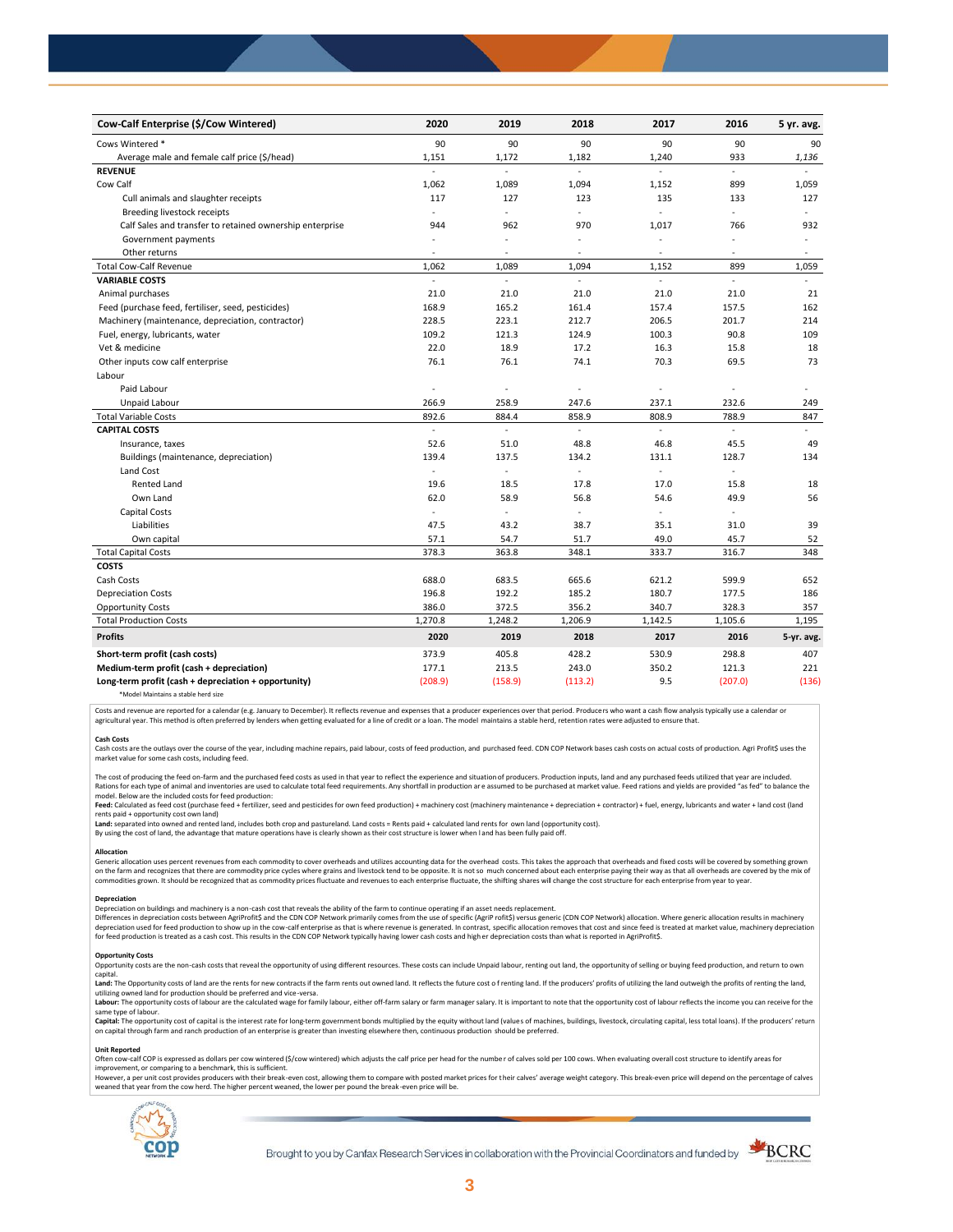| Cow-Calf Enterprise ($/Cow Wintered) | 2020 | 2019 | 2018 | 2017 | 2016 | 5 yr. avg. |
|---|---|---|---|---|---|---|
| Cows Wintered * | 90 | 90 | 90 | 90 | 90 | 90 |
| Average male and female calf price ($/head) | 1,151 | 1,172 | 1,182 | 1,240 | 933 | *1,136* |
| **REVENUE** | - | - | - | - | - | - |
| Cow Calf | 1,062 | 1,089 | 1,094 | 1,152 | 899 | 1,059 |
| Cull animals and slaughter receipts | 117 | 127 | 123 | 135 | 133 | 127 |
| Breeding livestock receipts | - | - | - | - | - | - |
| Calf Sales and transfer to retained ownership enterprise | 944 | 962 | 970 | 1,017 | 766 | 932 |
| Government payments | - | - | - | - | - | - |
| Other returns | - | - | - | - | - | - |
| Total Cow-Calf Revenue | 1,062 | 1,089 | 1,094 | 1,152 | 899 | 1,059 |
| **VARIABLE COSTS** | - | - | - | - | - | - |
| Animal purchases | 21.0 | 21.0 | 21.0 | 21.0 | 21.0 | 21 |
| Feed (purchase feed, fertiliser, seed, pesticides) | 168.9 | 165.2 | 161.4 | 157.4 | 157.5 | 162 |
| Machinery (maintenance, depreciation, contractor) | 228.5 | 223.1 | 212.7 | 206.5 | 201.7 | 214 |
| Fuel, energy, lubricants, water | 109.2 | 121.3 | 124.9 | 100.3 | 90.8 | 109 |
| Vet & medicine | 22.0 | 18.9 | 17.2 | 16.3 | 15.8 | 18 |
| Other inputs cow calf enterprise | 76.1 | 76.1 | 74.1 | 70.3 | 69.5 | 73 |
| Labour | | | | | | |
| Paid Labour | - | - | - | - | - | - |
| Unpaid Labour | 266.9 | 258.9 | 247.6 | 237.1 | 232.6 | 249 |
| Total Variable Costs | 892.6 | 884.4 | 858.9 | 808.9 | 788.9 | 847 |
| **CAPITAL COSTS** | - | - | - | - | - | - |
| Insurance, taxes | 52.6 | 51.0 | 48.8 | 46.8 | 45.5 | 49 |
| Buildings (maintenance, depreciation) | 139.4 | 137.5 | 134.2 | 131.1 | 128.7 | 134 |
| Land Cost | - | - | - | - | - | |
| Rented Land | 19.6 | 18.5 | 17.8 | 17.0 | 15.8 | 18 |
| Own Land | 62.0 | 58.9 | 56.8 | 54.6 | 49.9 | 56 |
| Capital Costs | - | - | - | - | - | |
| Liabilities | 47.5 | 43.2 | 38.7 | 35.1 | 31.0 | 39 |
| Own capital | 57.1 | 54.7 | 51.7 | 49.0 | 45.7 | 52 |
| Total Capital Costs | 378.3 | 363.8 | 348.1 | 333.7 | 316.7 | 348 |
| **COSTS** | | | | | | |
| Cash Costs | 688.0 | 683.5 | 665.6 | 621.2 | 599.9 | 652 |
| Depreciation Costs | 196.8 | 192.2 | 185.2 | 180.7 | 177.5 | 186 |
| Opportunity Costs | 386.0 | 372.5 | 356.2 | 340.7 | 328.3 | 357 |
| Total Production Costs | 1,270.8 | 1,248.2 | 1,206.9 | 1,142.5 | 1,105.6 | 1,195 |
| **Profits** | **2020** | **2019** | **2018** | **2017** | **2016** | **5-yr. avg.** |
| **Short-term profit (cash costs)** | 373.9 | 405.8 | 428.2 | 530.9 | 298.8 | 407 |
| **Medium-term profit (cash + depreciation)** | 177.1 | 213.5 | 243.0 | 350.2 | 121.3 | 221 |
| **Long-term profit (cash + depreciation + opportunity)** | (208.9) | (158.9) | (113.2) | 9.5 | (207.0) | (136) |

*Model Maintains a stable herd size

Costs and revenue are reported for a calendar (e.g. January to December). It reflects revenue and expenses that a producer experiences over that period. Producers who want a cash flow analysis typically use a calendar or agricultural year. This method is often preferred by lenders when getting evaluated for a line of credit or a loan. The model maintains a stable herd, retention rates were adjusted to ensure that.

**Cash Costs**

Cash costs are the outlays over the course of the year, including machine repairs, paid labour, costs of feed production, and purchased feed. CDN COP Network bases cash costs on actual costs of production. Agri Profit$ uses the market value for some cash costs, including feed.

The cost of producing the feed on-farm and the purchased feed costs as used in that year to reflect the experience and situation of producers. Production inputs, land and any purchased feeds utilized that year are included. Rations for each type of animal and inventories are used to calculate total feed requirements. Any shortfall in production are assumed to be purchased at market value. Feed rations and yields are provided "as fed" to balance the model. Below are the included costs for feed production:
**Feed:** Calculated as feed cost (purchase feed + fertilizer, seed and pesticides for own feed production) + machinery cost (machinery maintenance + depreciation + contractor) + fuel, energy, lubricants and water + land cost (land rents paid + opportunity cost own land)
**Land:** separated into owned and rented land, includes both crop and pastureland. Land costs = Rents paid + calculated land rents for own land (opportunity cost).
By using the cost of land, the advantage that mature operations have is clearly shown as their cost structure is lower when land has been fully paid off.

**Allocation**

Generic allocation uses percent revenues from each commodity to cover overheads and utilizes accounting data for the overhead costs. This takes the approach that overheads and fixed costs will be covered by something grown on the farm and recognizes that there are commodity price cycles where grains and livestock tend to be opposite. It is not so much concerned about each enterprise paying their way as that all overheads are covered by the mix of commodities grown. It should be recognized that as commodity prices fluctuate and revenues to each enterprise fluctuate, the shifting shares will change the cost structure for each enterprise from year to year.

**Depreciation**

Depreciation on buildings and machinery is a non-cash cost that reveals the ability of the farm to continue operating if an asset needs replacement.
Differences in depreciation costs between AgriProfit$ and the CDN COP Network primarily comes from the use of specific (AgriP rofit$) versus generic (CDN COP Network) allocation. Where generic allocation results in machinery depreciation used for feed production to show up in the cow-calf enterprise as that is where revenue is generated. In contrast, specific allocation removes that cost and since feed is treated at market value, machinery depreciation for feed production is treated as a cash cost. This results in the CDN COP Network typically having lower cash costs and higher depreciation costs than what is reported in AgriProfit$.

**Opportunity Costs**

Opportunity costs are the non-cash costs that reveal the opportunity of using different resources. These costs can include Unpaid labour, renting out land, the opportunity of selling or buying feed production, and return to own capital.
**Land:** The Opportunity costs of land are the rents for new contracts if the farm rents out owned land. It reflects the future cost of renting land. If the producers' profits of utilizing the land outweigh the profits of renting the land, utilizing owned land for production should be preferred and vice-versa.
**Labour:** The opportunity costs of labour are the calculated wage for family labour, either off-farm salary or farm manager salary. It is important to note that the opportunity cost of labour reflects the income you can receive for the same type of labour.
**Capital:** The opportunity cost of capital is the interest rate for long-term government bonds multiplied by the equity without land (values of machines, buildings, livestock, circulating capital, less total loans). If the producers' return on capital through farm and ranch production of an enterprise is greater than investing elsewhere then, continuous production should be preferred.

**Unit Reported**

Often cow-calf COP is expressed as dollars per cow wintered ($/cow wintered) which adjusts the calf price per head for the number of calves sold per 100 cows. When evaluating overall cost structure to identify areas for improvement, or comparing to a benchmark, this is sufficient.
However, a per unit cost provides producers with their break-even cost, allowing them to compare with posted market prices for their calves' average weight category. This break-even price will depend on the percentage of calves weaned that year from the cow herd. The higher percent weaned, the lower per pound the break-even price will be.

Brought to you by Canfax Research Services in collaboration with the Provincial Coordinators and funded by BCRC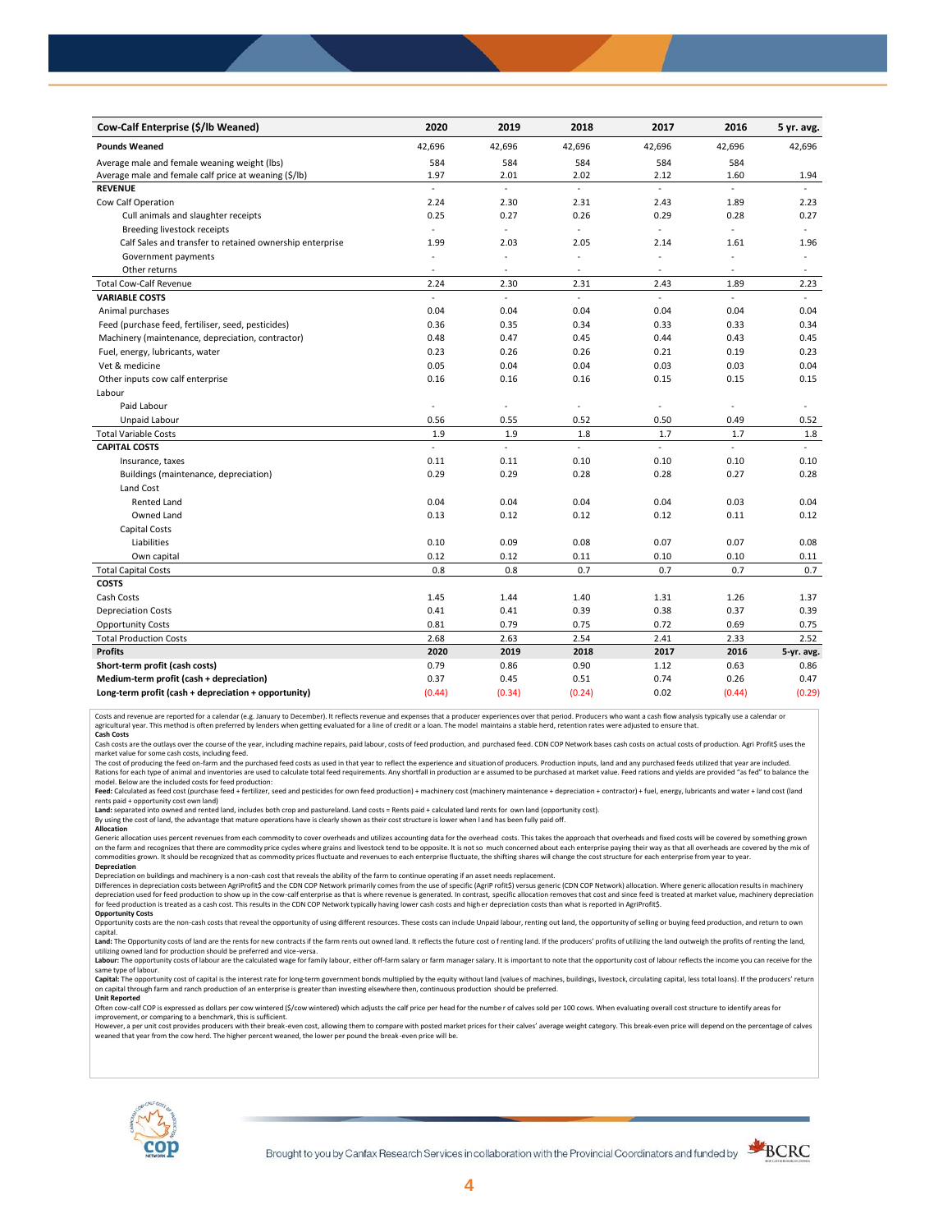| Cow-Calf Enterprise ($/lb Weaned) | 2020 | 2019 | 2018 | 2017 | 2016 | 5 yr. avg. |
|---|---|---|---|---|---|---|
| **Pounds Weaned** | 42,696 | 42,696 | 42,696 | 42,696 | 42,696 | 42,696 |
| Average male and female weaning weight (lbs) | 584 | 584 | 584 | 584 | 584 | |
| Average male and female calf price at weaning ($/lb) | 1.97 | 2.01 | 2.02 | 2.12 | 1.60 | 1.94 |
| **REVENUE** | - | - | - | - | - | - |
| Cow Calf Operation | 2.24 | 2.30 | 2.31 | 2.43 | 1.89 | 2.23 |
| Cull animals and slaughter receipts | 0.25 | 0.27 | 0.26 | 0.29 | 0.28 | 0.27 |
| Breeding livestock receipts | - | - | - | - | - | - |
| Calf Sales and transfer to retained ownership enterprise | 1.99 | 2.03 | 2.05 | 2.14 | 1.61 | 1.96 |
| Government payments | - | - | - | - | - | - |
| Other returns | - | - | - | - | - | - |
| Total Cow-Calf Revenue | 2.24 | 2.30 | 2.31 | 2.43 | 1.89 | 2.23 |
| **VARIABLE COSTS** | - | - | - | - | - | - |
| Animal purchases | 0.04 | 0.04 | 0.04 | 0.04 | 0.04 | 0.04 |
| Feed (purchase feed, fertiliser, seed, pesticides) | 0.36 | 0.35 | 0.34 | 0.33 | 0.33 | 0.34 |
| Machinery (maintenance, depreciation, contractor) | 0.48 | 0.47 | 0.45 | 0.44 | 0.43 | 0.45 |
| Fuel, energy, lubricants, water | 0.23 | 0.26 | 0.26 | 0.21 | 0.19 | 0.23 |
| Vet & medicine | 0.05 | 0.04 | 0.04 | 0.03 | 0.03 | 0.04 |
| Other inputs cow calf enterprise | 0.16 | 0.16 | 0.16 | 0.15 | 0.15 | 0.15 |
| Labour | | | | | | |
| Paid Labour | - | - | - | - | - | - |
| Unpaid Labour | 0.56 | 0.55 | 0.52 | 0.50 | 0.49 | 0.52 |
| Total Variable Costs | 1.9 | 1.9 | 1.8 | 1.7 | 1.7 | 1.8 |
| **CAPITAL COSTS** | - | - | - | - | - | - |
| Insurance, taxes | 0.11 | 0.11 | 0.10 | 0.10 | 0.10 | 0.10 |
| Buildings (maintenance, depreciation) | 0.29 | 0.29 | 0.28 | 0.28 | 0.27 | 0.28 |
| Land Cost | | | | | | |
| Rented Land | 0.04 | 0.04 | 0.04 | 0.04 | 0.03 | 0.04 |
| Owned Land | 0.13 | 0.12 | 0.12 | 0.12 | 0.11 | 0.12 |
| Capital Costs | | | | | | |
| Liabilities | 0.10 | 0.09 | 0.08 | 0.07 | 0.07 | 0.08 |
| Own capital | 0.12 | 0.12 | 0.11 | 0.10 | 0.10 | 0.11 |
| Total Capital Costs | 0.8 | 0.8 | 0.7 | 0.7 | 0.7 | 0.7 |
| **COSTS** | | | | | | |
| Cash Costs | 1.45 | 1.44 | 1.40 | 1.31 | 1.26 | 1.37 |
| Depreciation Costs | 0.41 | 0.41 | 0.39 | 0.38 | 0.37 | 0.39 |
| Opportunity Costs | 0.81 | 0.79 | 0.75 | 0.72 | 0.69 | 0.75 |
| Total Production Costs | 2.68 | 2.63 | 2.54 | 2.41 | 2.33 | 2.52 |
| **Profits** | **2020** | **2019** | **2018** | **2017** | **2016** | **5-yr. avg.** |
| **Short-term profit (cash costs)** | 0.79 | 0.86 | 0.90 | 1.12 | 0.63 | 0.86 |
| **Medium-term profit (cash + depreciation)** | 0.37 | 0.45 | 0.51 | 0.74 | 0.26 | 0.47 |
| **Long-term profit (cash + depreciation + opportunity)** | (0.44) | (0.34) | (0.24) | 0.02 | (0.44) | (0.29) |

Costs and revenue are reported for a calendar (e.g. January to December). It reflects revenue and expenses that a producer experiences over that period. Producers who want a cash flow analysis typically use a calendar or agricultural year. This method is often preferred by lenders when getting evaluated for a line of credit or a loan. The model maintains a stable herd, retention rates were adjusted to ensure that.

**Cash Costs**

Cash costs are the outlays over the course of the year, including machine repairs, paid labour, costs of feed production, and purchased feed. CDN COP Network bases cash costs on actual costs of production. Agri Profit$ uses the market value for some cash costs, including feed.

The cost of producing the feed on-farm and the purchased feed costs as used in that year to reflect the experience and situation of producers. Production inputs, land and any purchased feeds utilized that year are included. Rations for each type of animal and inventories are used to calculate total feed requirements. Any shortfall in production are assumed to be purchased at market value. Feed rations and yields are provided "as fed" to balance the model. Below are the included costs for feed production:

**Feed:** Calculated as feed cost (purchase feed + fertilizer, seed and pesticides for own feed production) + machinery cost (machinery maintenance + depreciation + contractor) + fuel, energy, lubricants and water + land cost (land rents paid + opportunity cost own land)

**Land:** separated into owned and rented land, includes both crop and pastureland. Land costs = Rents paid + calculated land rents for own land (opportunity cost).

By using the cost of land, the advantage that mature operations have is clearly shown as their cost structure is lower when land has been fully paid off.

**Allocation**

Generic allocation uses percent revenues from each commodity to cover overheads and utilizes accounting data for the overhead costs. This takes the approach that overheads and fixed costs will be covered by something grown on the farm and recognizes that there are commodity price cycles where grains and livestock tend to be opposite. It is not so much concerned about each enterprise paying their way as that all overheads are covered by the mix of commodities grown. It should be recognized that as commodity prices fluctuate and revenues to each enterprise fluctuate, the shifting shares will change the cost structure for each enterprise from year to year.

**Depreciation**

Depreciation on buildings and machinery is a non-cash cost that reveals the ability of the farm to continue operating if an asset needs replacement.

Differences in depreciation costs between AgriProfit$ and the CDN COP Network primarily comes from the use of specific (AgriP rofit$) versus generic (CDN COP Network) allocation. Where generic allocation results in machinery depreciation used for feed production to show up in the cow-calf enterprise as that is where revenue is generated. In contrast, specific allocation removes that cost and since feed is treated at market value, machinery depreciation for feed production is treated as a cash cost. This results in the CDN COP Network typically having lower cash costs and higher depreciation costs than what is reported in AgriProfit$.

**Opportunity Costs**

Opportunity costs are the non-cash costs that reveal the opportunity of using different resources. These costs can include Unpaid labour, renting out land, the opportunity of selling or buying feed production, and return to own capital.

**Land:** The Opportunity costs of land are the rents for new contracts if the farm rents out owned land. It reflects the future cost of renting land. If the producers' profits of utilizing the land outweigh the profits of renting the land, utilizing owned land for production should be preferred and vice-versa.

**Labour:** The opportunity costs of labour are the calculated wage for family labour, either off-farm salary or farm manager salary. It is important to note that the opportunity cost of labour reflects the income you can receive for the same type of labour.

**Capital:** The opportunity cost of capital is the interest rate for long-term government bonds multiplied by the equity without land (values of machines, buildings, livestock, circulating capital, less total loans). If the producers' return on capital through farm and ranch production of an enterprise is greater than investing elsewhere then, continuous production should be preferred.

**Unit Reported**

Often cow-calf COP is expressed as dollars per cow wintered ($/cow wintered) which adjusts the calf price per head for the number of calves sold per 100 cows. When evaluating overall cost structure to identify areas for improvement, or comparing to a benchmark, this is sufficient.

However, a per unit cost provides producers with their break-even cost, allowing them to compare with posted market prices for their calves' average weight category. This break-even price will depend on the percentage of calves weaned that year from the cow herd. The higher percent weaned, the lower per pound the break-even price will be.

Brought to you by Canfax Research Services in collaboration with the Provincial Coordinators and funded by BCRC